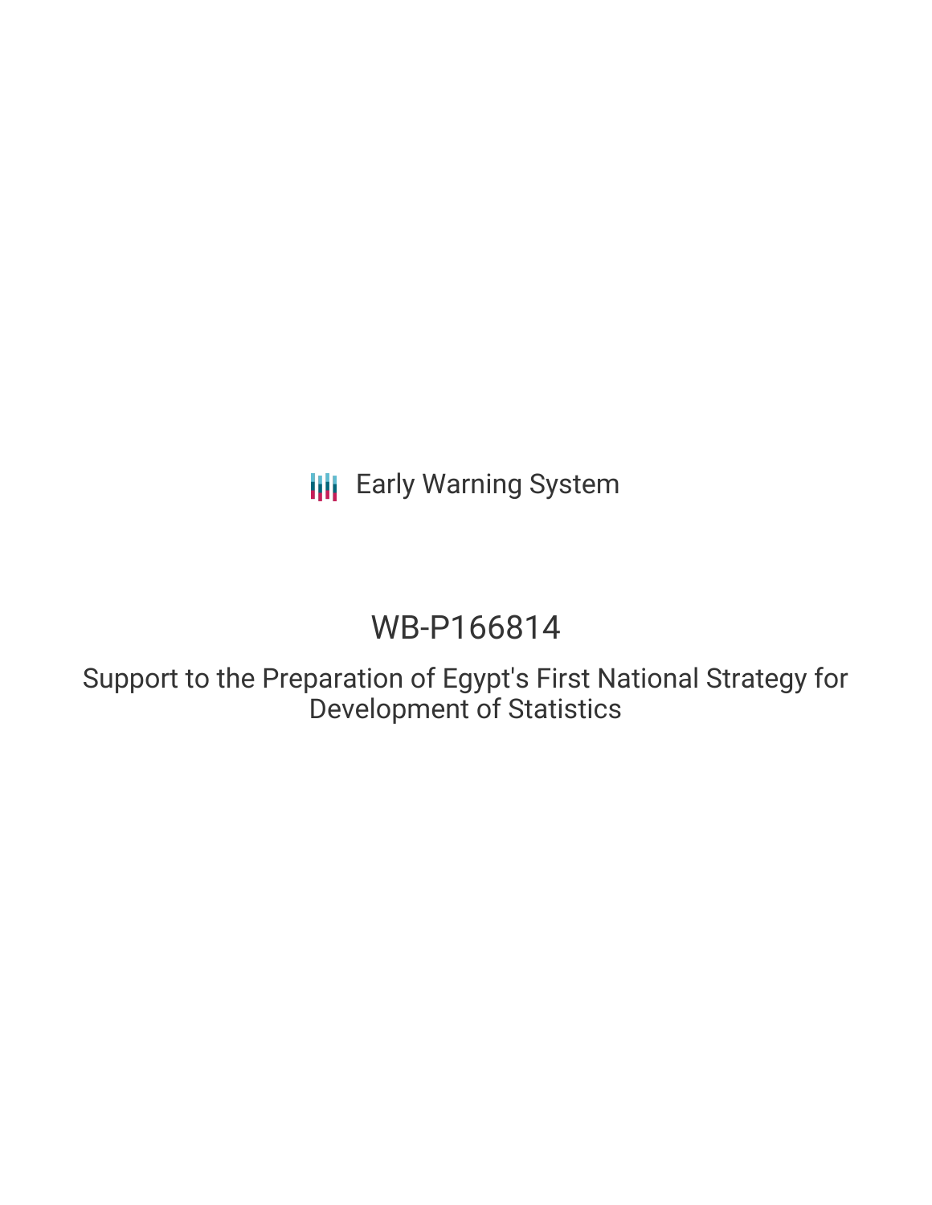Early Warning System

# WB-P166814

## Support to the Preparation of Egypt's First National Strategy for Development of Statistics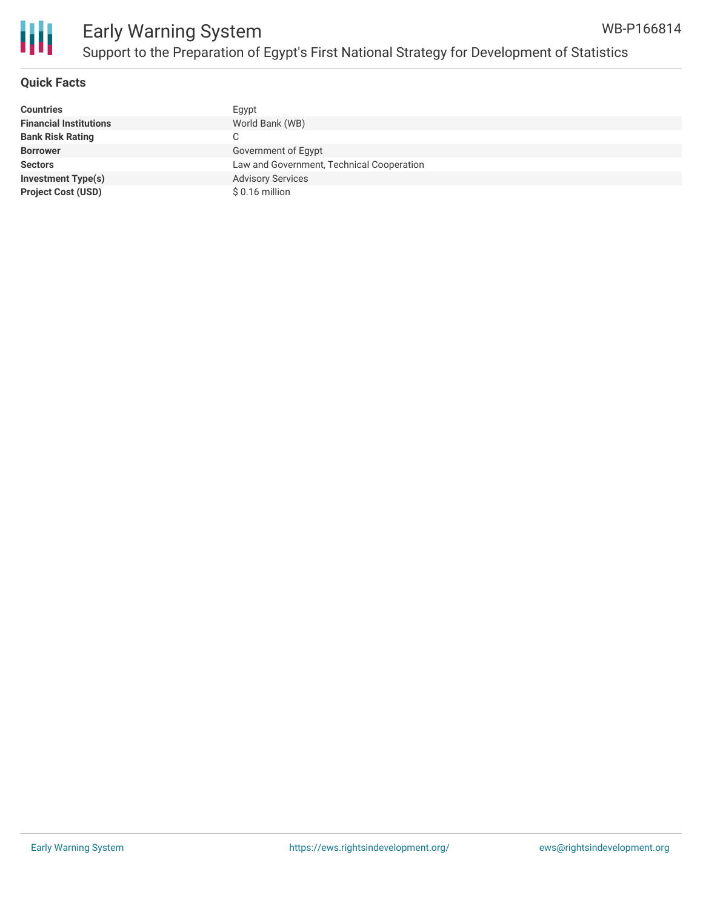## Quick Facts

| | |
|---|---|
| **Countries** | Egypt |
| **Financial Institutions** | World Bank (WB) |
| **Bank Risk Rating** | C |
| **Borrower** | Government of Egypt |
| **Sectors** | Law and Government, Technical Cooperation |
| **Investment Type(s)** | Advisory Services |
| **Project Cost (USD)** | $ 0.16 million |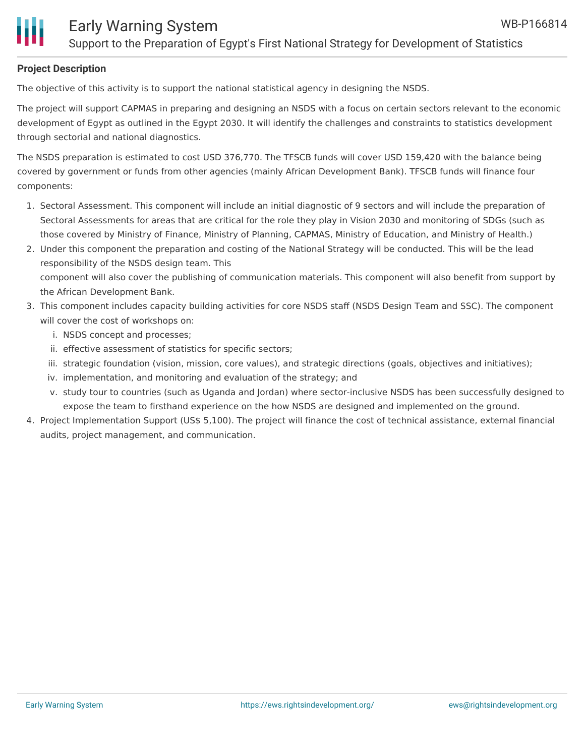**Project Description**

The objective of this activity is to support the national statistical agency in designing the NSDS.

The project will support CAPMAS in preparing and designing an NSDS with a focus on certain sectors relevant to the economic development of Egypt as outlined in the Egypt 2030. It will identify the challenges and constraints to statistics development through sectorial and national diagnostics.

The NSDS preparation is estimated to cost USD 376,770. The TFSCB funds will cover USD 159,420 with the balance being covered by government or funds from other agencies (mainly African Development Bank). TFSCB funds will finance four components:

1. Sectoral Assessment. This component will include an initial diagnostic of 9 sectors and will include the preparation of Sectoral Assessments for areas that are critical for the role they play in Vision 2030 and monitoring of SDGs (such as those covered by Ministry of Finance, Ministry of Planning, CAPMAS, Ministry of Education, and Ministry of Health.)
2. Under this component the preparation and costing of the National Strategy will be conducted. This will be the lead responsibility of the NSDS design team. This component will also cover the publishing of communication materials. This component will also benefit from support by the African Development Bank.
3. This component includes capacity building activities for core NSDS staff (NSDS Design Team and SSC). The component will cover the cost of workshops on:
   i. NSDS concept and processes;
   ii. effective assessment of statistics for specific sectors;
   iii. strategic foundation (vision, mission, core values), and strategic directions (goals, objectives and initiatives);
   iv. implementation, and monitoring and evaluation of the strategy; and
   v. study tour to countries (such as Uganda and Jordan) where sector-inclusive NSDS has been successfully designed to expose the team to firsthand experience on the how NSDS are designed and implemented on the ground.
4. Project Implementation Support (US$ 5,100). The project will finance the cost of technical assistance, external financial audits, project management, and communication.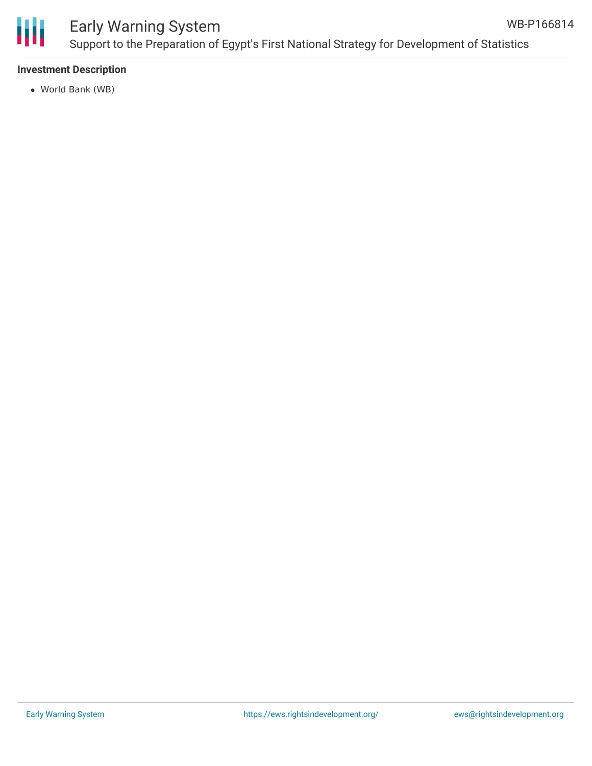**Investment Description**

- World Bank (WB)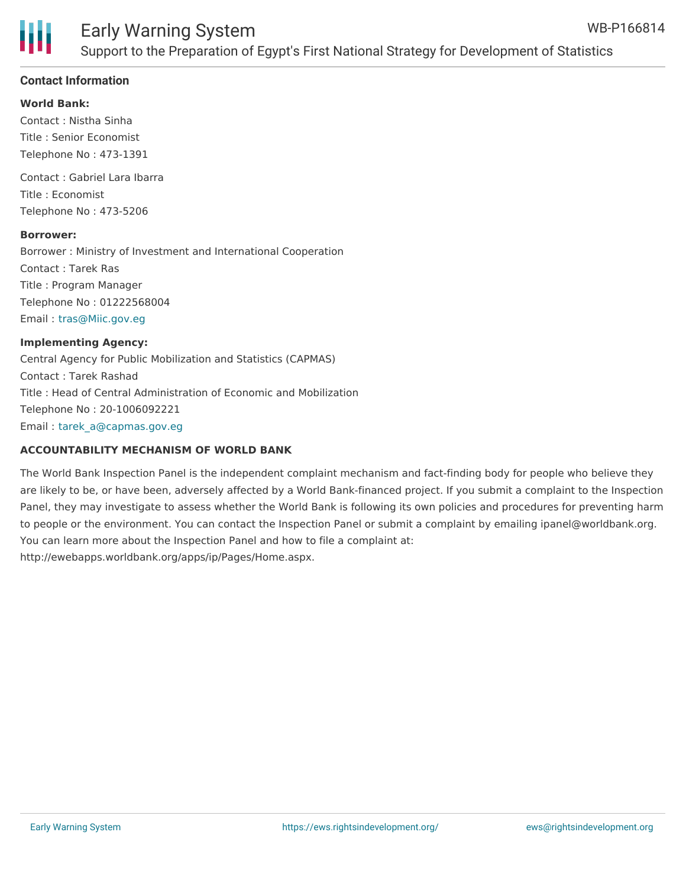### Contact Information

**World Bank:**

Contact : Nistha Sinha
Title : Senior Economist
Telephone No : 473-1391

Contact : Gabriel Lara Ibarra
Title : Economist
Telephone No : 473-5206

**Borrower:**

Borrower : Ministry of Investment and International Cooperation
Contact : Tarek Ras
Title : Program Manager
Telephone No : 01222568004
Email : tras@Miic.gov.eg

**Implementing Agency:**

Central Agency for Public Mobilization and Statistics (CAPMAS)
Contact : Tarek Rashad
Title : Head of Central Administration of Economic and Mobilization
Telephone No : 20-1006092221
Email : tarek_a@capmas.gov.eg

**ACCOUNTABILITY MECHANISM OF WORLD BANK**

The World Bank Inspection Panel is the independent complaint mechanism and fact-finding body for people who believe they are likely to be, or have been, adversely affected by a World Bank-financed project. If you submit a complaint to the Inspection Panel, they may investigate to assess whether the World Bank is following its own policies and procedures for preventing harm to people or the environment. You can contact the Inspection Panel or submit a complaint by emailing ipanel@worldbank.org. You can learn more about the Inspection Panel and how to file a complaint at: http://ewebapps.worldbank.org/apps/ip/Pages/Home.aspx.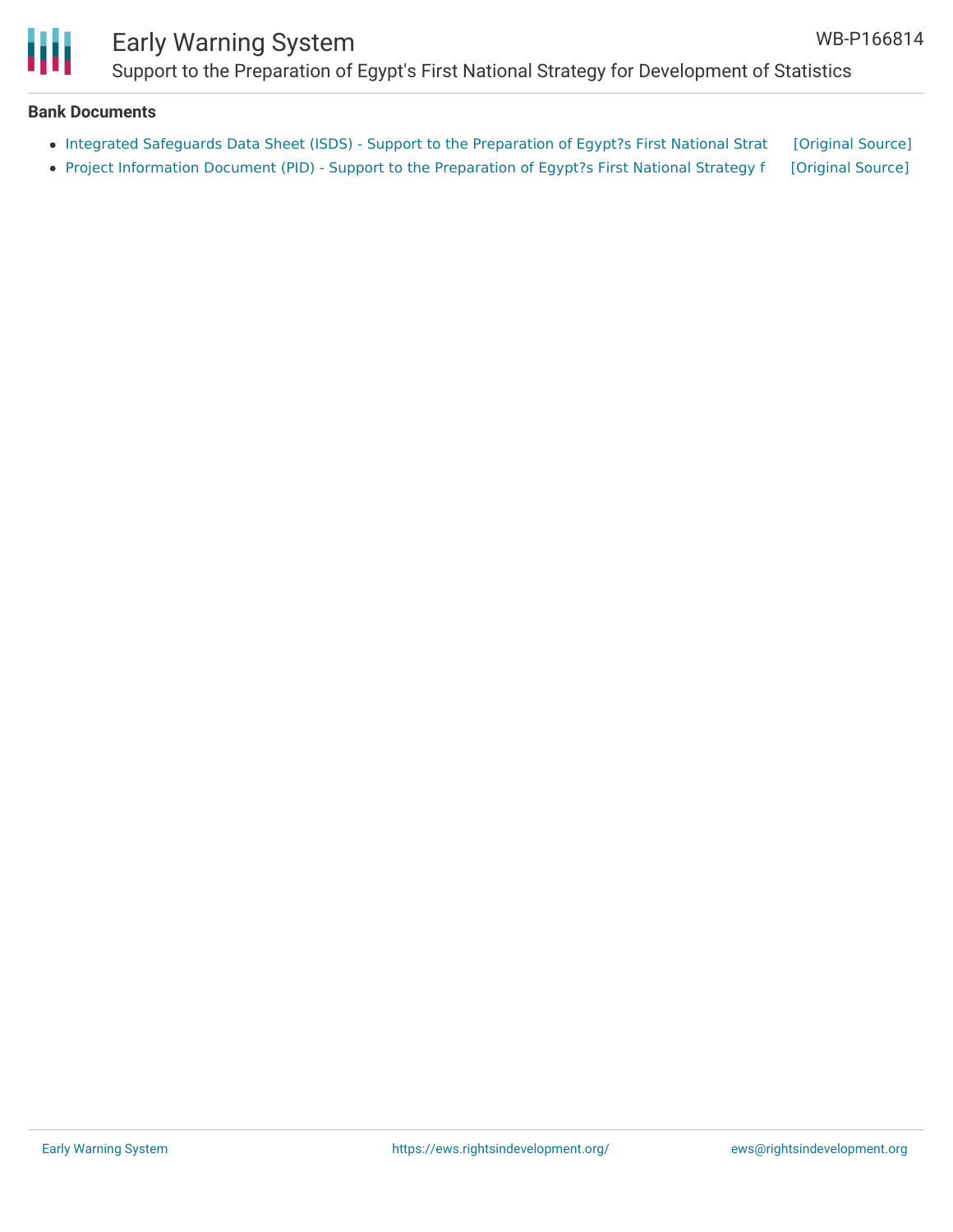**Bank Documents**

- Integrated Safeguards Data Sheet (ISDS) - Support to the Preparation of Egypt?s First National Strat [Original Source]
- Project Information Document (PID) - Support to the Preparation of Egypt?s First National Strategy f [Original Source]